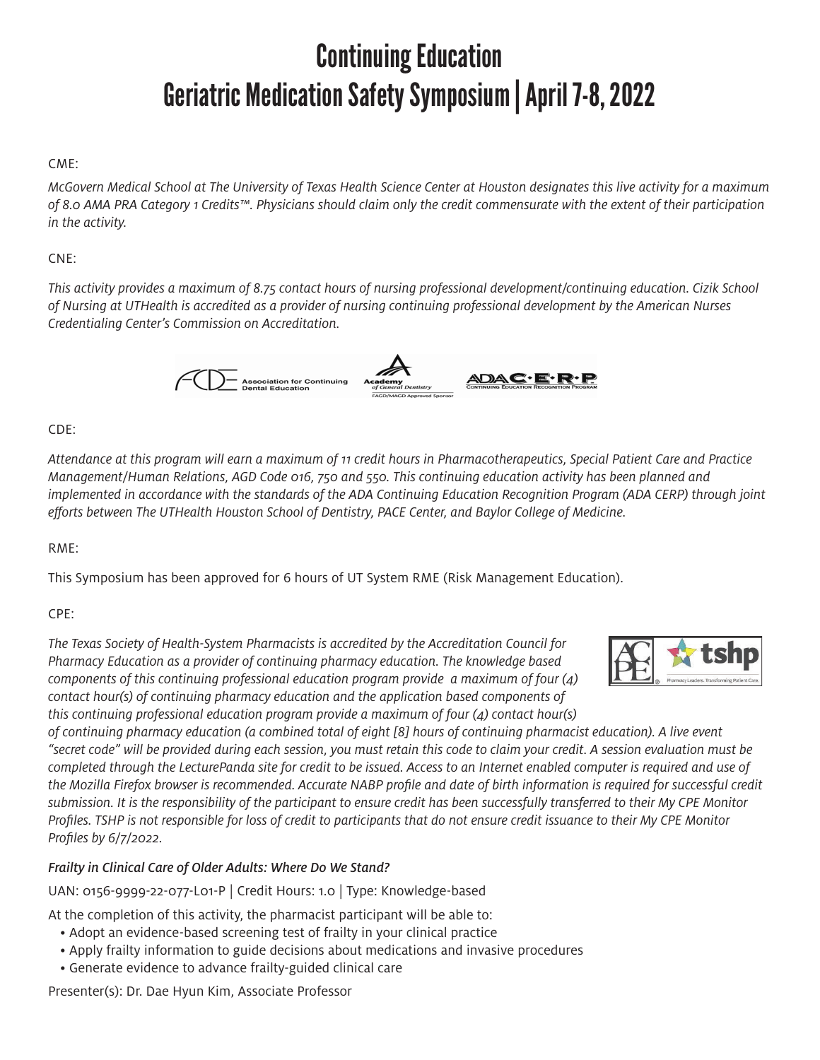# Continuing Education
# Geriatric Medication Safety Symposium | April 7-8, 2022

CME:

*McGovern Medical School at The University of Texas Health Science Center at Houston designates this live activity for a maximum of 8.0 AMA PRA Category 1 Credits™. Physicians should claim only the credit commensurate with the extent of their participation in the activity.*

CNE:

*This activity provides a maximum of 8.75 contact hours of nursing professional development/continuing education. Cizik School of Nursing at UTHealth is accredited as a provider of nursing continuing professional development by the American Nurses Credentialing Center's Commission on Accreditation.*

CDE:

*Attendance at this program will earn a maximum of 11 credit hours in Pharmacotherapeutics, Special Patient Care and Practice Management/Human Relations, AGD Code 016, 750 and 550. This continuing education activity has been planned and implemented in accordance with the standards of the ADA Continuing Education Recognition Program (ADA CERP) through joint efforts between The UTHealth Houston School of Dentistry, PACE Center, and Baylor College of Medicine.*

RME:

This Symposium has been approved for 6 hours of UT System RME (Risk Management Education).

CPE:

*The Texas Society of Health-System Pharmacists is accredited by the Accreditation Council for Pharmacy Education as a provider of continuing pharmacy education. The knowledge based components of this continuing professional education program provide a maximum of four (4) contact hour(s) of continuing pharmacy education and the application based components of this continuing professional education program provide a maximum of four (4) contact hour(s) of continuing pharmacy education (a combined total of eight [8] hours of continuing pharmacist education). A live event "secret code" will be provided during each session, you must retain this code to claim your credit. A session evaluation must be completed through the LecturePanda site for credit to be issued. Access to an Internet enabled computer is required and use of the Mozilla Firefox browser is recommended. Accurate NABP profile and date of birth information is required for successful credit submission. It is the responsibility of the participant to ensure credit has been successfully transferred to their My CPE Monitor Profiles. TSHP is not responsible for loss of credit to participants that do not ensure credit issuance to their My CPE Monitor Profiles by 6/7/2022.*

*Frailty in Clinical Care of Older Adults: Where Do We Stand?*

UAN: 0156-9999-22-077-L01-P | Credit Hours: 1.0 | Type: Knowledge-based

At the completion of this activity, the pharmacist participant will be able to:

- Adopt an evidence-based screening test of frailty in your clinical practice
- Apply frailty information to guide decisions about medications and invasive procedures
- Generate evidence to advance frailty-guided clinical care

Presenter(s): Dr. Dae Hyun Kim, Associate Professor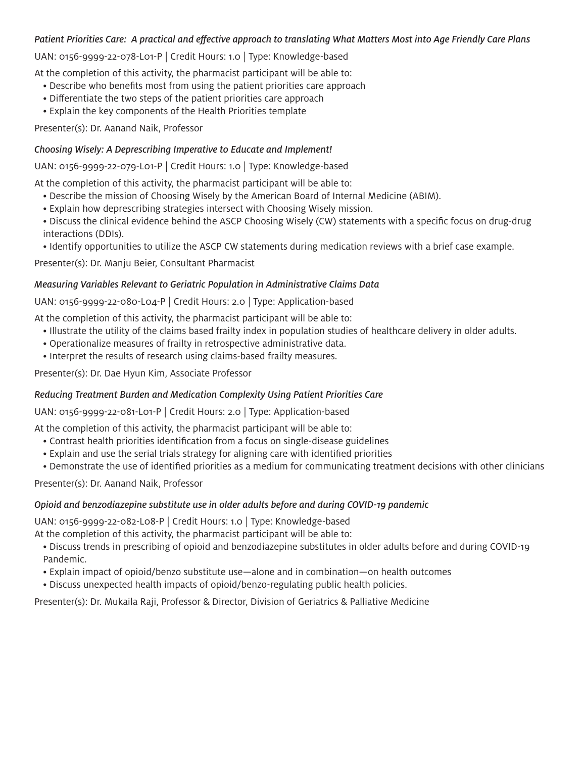*Patient Priorities Care: A practical and effective approach to translating What Matters Most into Age Friendly Care Plans*

UAN: 0156-9999-22-078-L01-P | Credit Hours: 1.0 | Type: Knowledge-based

At the completion of this activity, the pharmacist participant will be able to:

- Describe who benefits most from using the patient priorities care approach
- Differentiate the two steps of the patient priorities care approach
- Explain the key components of the Health Priorities template

Presenter(s): Dr. Aanand Naik, Professor

*Choosing Wisely: A Deprescribing Imperative to Educate and Implement!*

UAN: 0156-9999-22-079-L01-P | Credit Hours: 1.0 | Type: Knowledge-based

At the completion of this activity, the pharmacist participant will be able to:

- Describe the mission of Choosing Wisely by the American Board of Internal Medicine (ABIM).
- Explain how deprescribing strategies intersect with Choosing Wisely mission.
- Discuss the clinical evidence behind the ASCP Choosing Wisely (CW) statements with a specific focus on drug-drug interactions (DDIs).
- Identify opportunities to utilize the ASCP CW statements during medication reviews with a brief case example.

Presenter(s): Dr. Manju Beier, Consultant Pharmacist

*Measuring Variables Relevant to Geriatric Population in Administrative Claims Data*

UAN: 0156-9999-22-080-L04-P | Credit Hours: 2.0 | Type: Application-based

At the completion of this activity, the pharmacist participant will be able to:

- Illustrate the utility of the claims based frailty index in population studies of healthcare delivery in older adults.
- Operationalize measures of frailty in retrospective administrative data.
- Interpret the results of research using claims-based frailty measures.

Presenter(s): Dr. Dae Hyun Kim, Associate Professor

*Reducing Treatment Burden and Medication Complexity Using Patient Priorities Care*

UAN: 0156-9999-22-081-L01-P | Credit Hours: 2.0 | Type: Application-based

At the completion of this activity, the pharmacist participant will be able to:

- Contrast health priorities identification from a focus on single-disease guidelines
- Explain and use the serial trials strategy for aligning care with identified priorities
- Demonstrate the use of identified priorities as a medium for communicating treatment decisions with other clinicians

Presenter(s): Dr. Aanand Naik, Professor

*Opioid and benzodiazepine substitute use in older adults before and during COVID-19 pandemic*

UAN: 0156-9999-22-082-L08-P | Credit Hours: 1.0 | Type: Knowledge-based

At the completion of this activity, the pharmacist participant will be able to:

- Discuss trends in prescribing of opioid and benzodiazepine substitutes in older adults before and during COVID-19 Pandemic.
- Explain impact of opioid/benzo substitute use—alone and in combination—on health outcomes
- Discuss unexpected health impacts of opioid/benzo-regulating public health policies.

Presenter(s): Dr. Mukaila Raji, Professor & Director, Division of Geriatrics & Palliative Medicine